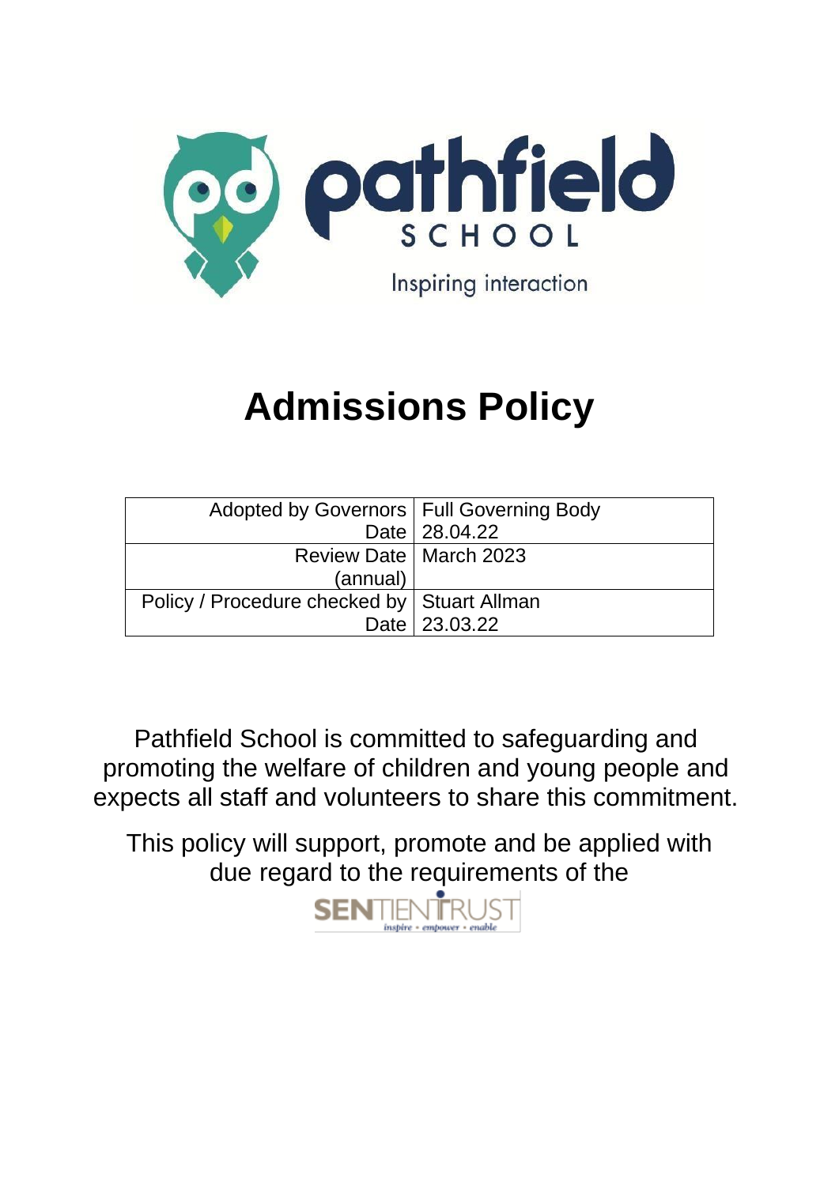pathfield
SCHOOL
Inspiring interaction

# Admissions Policy

| | |
|---|---|
| Adopted by Governors<br>Date | Full Governing Body<br>28.04.22 |
| Review Date (annual) | March 2023 |
| Policy / Procedure checked by<br>Date | Stuart Allman<br>23.03.22 |

Pathfield School is committed to safeguarding and promoting the welfare of children and young people and expects all staff and volunteers to share this commitment.

This policy will support, promote and be applied with due regard to the requirements of the

SENTIENT TRUST
inspire • empower • enable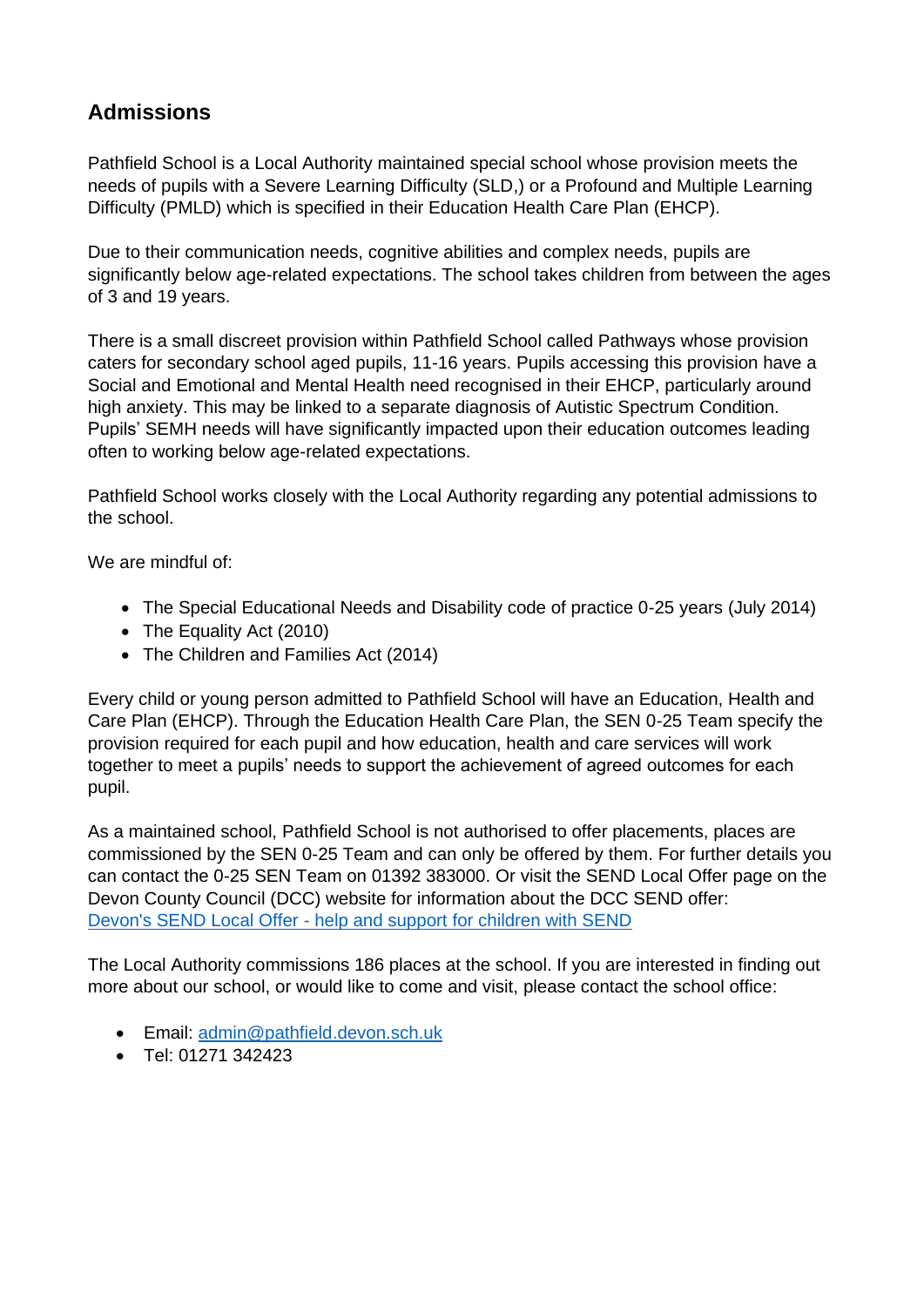## Admissions

Pathfield School is a Local Authority maintained special school whose provision meets the needs of pupils with a Severe Learning Difficulty (SLD,) or a Profound and Multiple Learning Difficulty (PMLD) which is specified in their Education Health Care Plan (EHCP).

Due to their communication needs, cognitive abilities and complex needs, pupils are significantly below age-related expectations. The school takes children from between the ages of 3 and 19 years.

There is a small discreet provision within Pathfield School called Pathways whose provision caters for secondary school aged pupils, 11-16 years. Pupils accessing this provision have a Social and Emotional and Mental Health need recognised in their EHCP, particularly around high anxiety. This may be linked to a separate diagnosis of Autistic Spectrum Condition. Pupils' SEMH needs will have significantly impacted upon their education outcomes leading often to working below age-related expectations.

Pathfield School works closely with the Local Authority regarding any potential admissions to the school.

We are mindful of:

- The Special Educational Needs and Disability code of practice 0-25 years (July 2014)
- The Equality Act (2010)
- The Children and Families Act (2014)

Every child or young person admitted to Pathfield School will have an Education, Health and Care Plan (EHCP). Through the Education Health Care Plan, the SEN 0-25 Team specify the provision required for each pupil and how education, health and care services will work together to meet a pupils' needs to support the achievement of agreed outcomes for each pupil.

As a maintained school, Pathfield School is not authorised to offer placements, places are commissioned by the SEN 0-25 Team and can only be offered by them. For further details you can contact the 0-25 SEN Team on 01392 383000. Or visit the SEND Local Offer page on the Devon County Council (DCC) website for information about the DCC SEND offer: [Devon's SEND Local Offer - help and support for children with SEND]()

The Local Authority commissions 186 places at the school. If you are interested in finding out more about our school, or would like to come and visit, please contact the school office:

- Email: admin@pathfield.devon.sch.uk
- Tel: 01271 342423